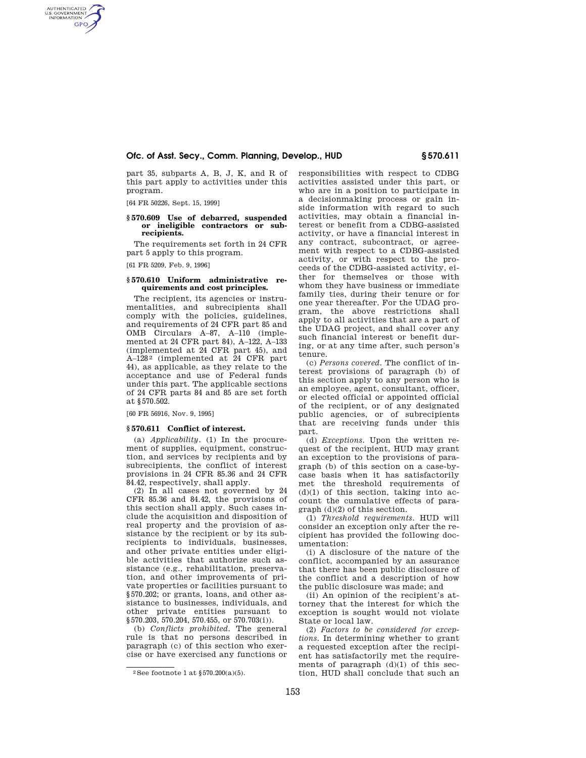part 35, subparts A, B, J, K, and R of this part apply to activities under this program.

[64 FR 50226, Sept. 15, 1999]

### § 570.609 Use of debarred, suspended or ineligible contractors or subrecipients.

The requirements set forth in 24 CFR part 5 apply to this program.

[61 FR 5209, Feb. 9, 1996]

### § 570.610 Uniform administrative requirements and cost principles.

The recipient, its agencies or instrumentalities, and subrecipients shall comply with the policies, guidelines, and requirements of 24 CFR part 85 and OMB Circulars A–87, A–110 (implemented at 24 CFR part 84), A–122, A–133 (implemented at 24 CFR part 45), and A–128[2] (implemented at 24 CFR part 44), as applicable, as they relate to the acceptance and use of Federal funds under this part. The applicable sections of 24 CFR parts 84 and 85 are set forth at § 570.502.

[60 FR 56916, Nov. 9, 1995]

### § 570.611 Conflict of interest.

(a) *Applicability.* (1) In the procurement of supplies, equipment, construction, and services by recipients and by subrecipients, the conflict of interest provisions in 24 CFR 85.36 and 24 CFR 84.42, respectively, shall apply.

(2) In all cases not governed by 24 CFR 85.36 and 84.42, the provisions of this section shall apply. Such cases include the acquisition and disposition of real property and the provision of assistance by the recipient or by its subrecipients to individuals, businesses, and other private entities under eligible activities that authorize such assistance (e.g., rehabilitation, preservation, and other improvements of private properties or facilities pursuant to § 570.202; or grants, loans, and other assistance to businesses, individuals, and other private entities pursuant to § 570.203, 570.204, 570.455, or 570.703(i)).

(b) *Conflicts prohibited.* The general rule is that no persons described in paragraph (c) of this section who exercise or have exercised any functions or responsibilities with respect to CDBG activities assisted under this part, or who are in a position to participate in a decisionmaking process or gain inside information with regard to such activities, may obtain a financial interest or benefit from a CDBG-assisted activity, or have a financial interest in any contract, subcontract, or agreement with respect to a CDBG-assisted activity, or with respect to the proceeds of the CDBG-assisted activity, either for themselves or those with whom they have business or immediate family ties, during their tenure or for one year thereafter. For the UDAG program, the above restrictions shall apply to all activities that are a part of the UDAG project, and shall cover any such financial interest or benefit during, or at any time after, such person's tenure.

(c) *Persons covered.* The conflict of interest provisions of paragraph (b) of this section apply to any person who is an employee, agent, consultant, officer, or elected official or appointed official of the recipient, or of any designated public agencies, or of subrecipients that are receiving funds under this part.

(d) *Exceptions.* Upon the written request of the recipient, HUD may grant an exception to the provisions of paragraph (b) of this section on a case-by-case basis when it has satisfactorily met the threshold requirements of (d)(1) of this section, taking into account the cumulative effects of paragraph (d)(2) of this section.

(1) *Threshold requirements.* HUD will consider an exception only after the recipient has provided the following documentation:

(i) A disclosure of the nature of the conflict, accompanied by an assurance that there has been public disclosure of the conflict and a description of how the public disclosure was made; and

(ii) An opinion of the recipient's attorney that the interest for which the exception is sought would not violate State or local law.

(2) *Factors to be considered for exceptions.* In determining whether to grant a requested exception after the recipient has satisfactorily met the requirements of paragraph (d)(1) of this section, HUD shall conclude that such an

---

[2] See footnote 1 at § 570.200(a)(5).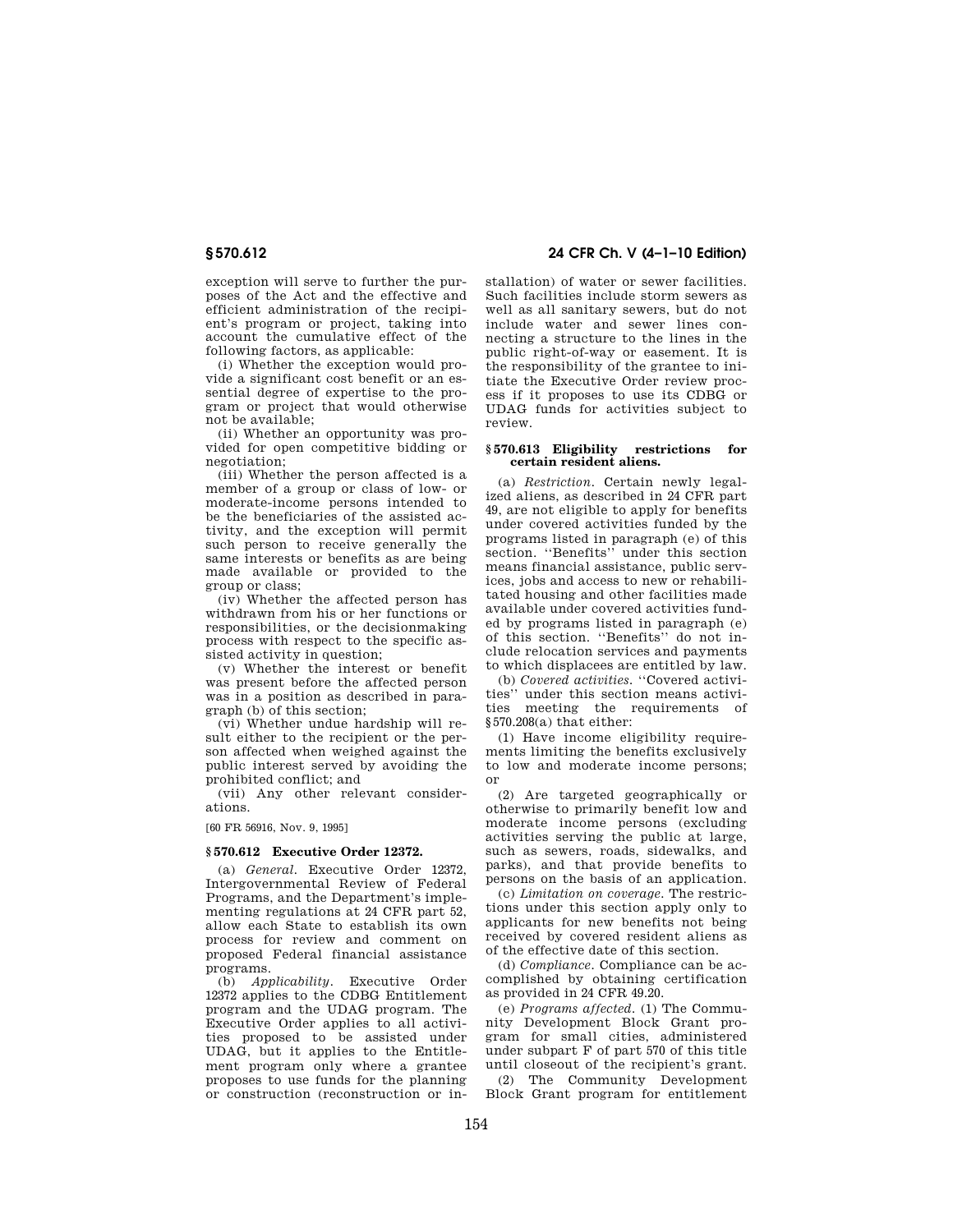exception will serve to further the purposes of the Act and the effective and efficient administration of the recipient's program or project, taking into account the cumulative effect of the following factors, as applicable:

(i) Whether the exception would provide a significant cost benefit or an essential degree of expertise to the program or project that would otherwise not be available;

(ii) Whether an opportunity was provided for open competitive bidding or negotiation;

(iii) Whether the person affected is a member of a group or class of low- or moderate-income persons intended to be the beneficiaries of the assisted activity, and the exception will permit such person to receive generally the same interests or benefits as are being made available or provided to the group or class;

(iv) Whether the affected person has withdrawn from his or her functions or responsibilities, or the decisionmaking process with respect to the specific assisted activity in question;

(v) Whether the interest or benefit was present before the affected person was in a position as described in paragraph (b) of this section;

(vi) Whether undue hardship will result either to the recipient or the person affected when weighed against the public interest served by avoiding the prohibited conflict; and

(vii) Any other relevant considerations.

[60 FR 56916, Nov. 9, 1995]

## § 570.612 Executive Order 12372.

(a) *General.* Executive Order 12372, Intergovernmental Review of Federal Programs, and the Department's implementing regulations at 24 CFR part 52, allow each State to establish its own process for review and comment on proposed Federal financial assistance programs.

(b) *Applicability.* Executive Order 12372 applies to the CDBG Entitlement program and the UDAG program. The Executive Order applies to all activities proposed to be assisted under UDAG, but it applies to the Entitlement program only where a grantee proposes to use funds for the planning or construction (reconstruction or installation) of water or sewer facilities. Such facilities include storm sewers as well as all sanitary sewers, but do not include water and sewer lines connecting a structure to the lines in the public right-of-way or easement. It is the responsibility of the grantee to initiate the Executive Order review process if it proposes to use its CDBG or UDAG funds for activities subject to review.

## § 570.613 Eligibility restrictions for certain resident aliens.

(a) *Restriction.* Certain newly legalized aliens, as described in 24 CFR part 49, are not eligible to apply for benefits under covered activities funded by the programs listed in paragraph (e) of this section. ''Benefits'' under this section means financial assistance, public services, jobs and access to new or rehabilitated housing and other facilities made available under covered activities funded by programs listed in paragraph (e) of this section. ''Benefits'' do not include relocation services and payments to which displacees are entitled by law.

(b) *Covered activities.* ''Covered activities'' under this section means activities meeting the requirements of §570.208(a) that either:

(1) Have income eligibility requirements limiting the benefits exclusively to low and moderate income persons; or

(2) Are targeted geographically or otherwise to primarily benefit low and moderate income persons (excluding activities serving the public at large, such as sewers, roads, sidewalks, and parks), and that provide benefits to persons on the basis of an application.

(c) *Limitation on coverage.* The restrictions under this section apply only to applicants for new benefits not being received by covered resident aliens as of the effective date of this section.

(d) *Compliance.* Compliance can be accomplished by obtaining certification as provided in 24 CFR 49.20.

(e) *Programs affected.* (1) The Community Development Block Grant program for small cities, administered under subpart F of part 570 of this title until closeout of the recipient's grant.

(2) The Community Development Block Grant program for entitlement